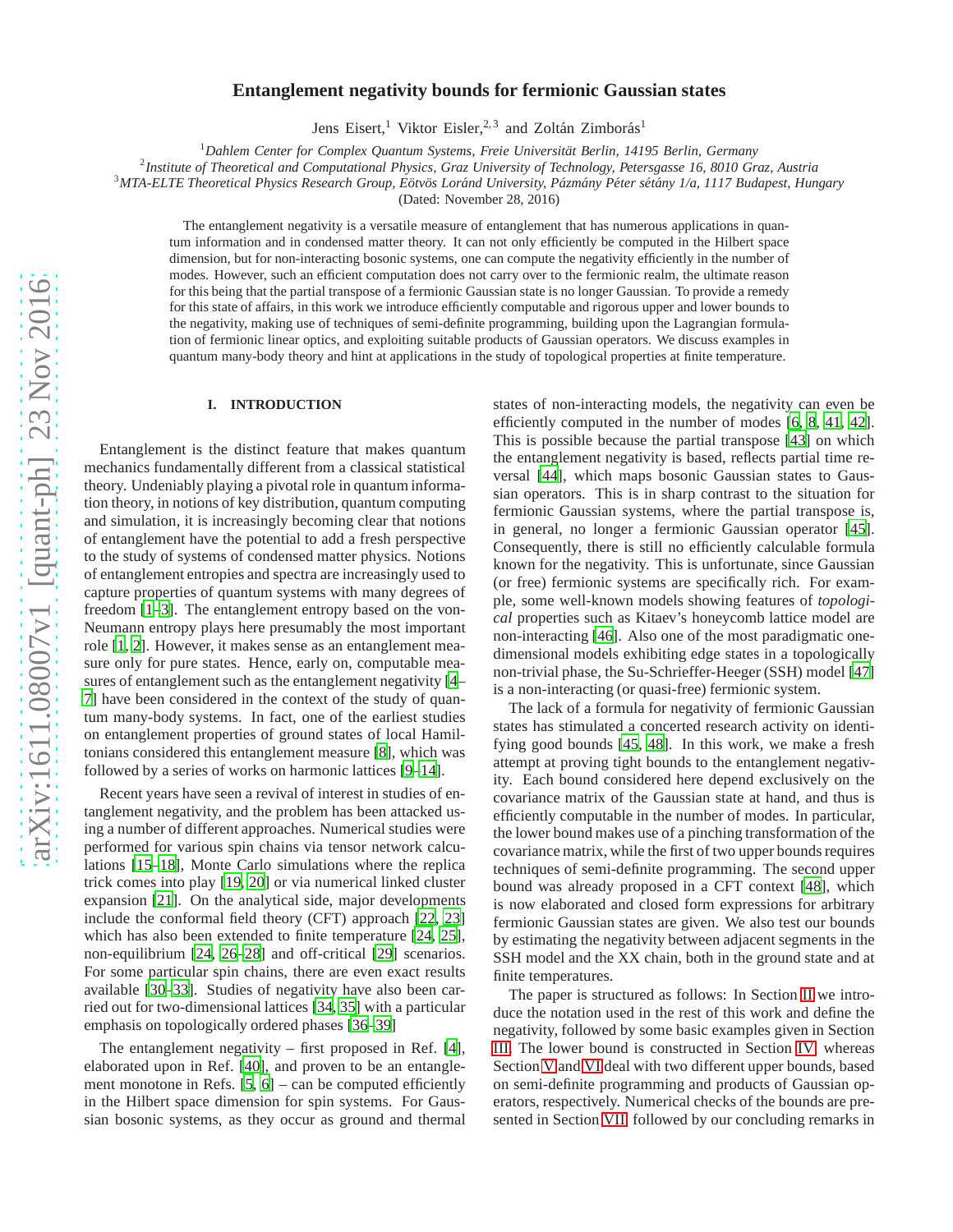# Entanglement negativity bounds for fermionic Gaussian states

Jens Eisert,[1] Viktor Eisler,[2,3] and Zoltán Zimborás[1]

[1]*Dahlem Center for Complex Quantum Systems, Freie Universität Berlin, 14195 Berlin, Germany*
[2]*Institute of Theoretical and Computational Physics, Graz University of Technology, Petersgasse 16, 8010 Graz, Austria*
[3]*MTA-ELTE Theoretical Physics Research Group, Eötvös Loránd University, Pázmány Péter sétány 1/a, 1117 Budapest, Hungary*
(Dated: November 28, 2016)

The entanglement negativity is a versatile measure of entanglement that has numerous applications in quantum information and in condensed matter theory. It can not only efficiently be computed in the Hilbert space dimension, but for non-interacting bosonic systems, one can compute the negativity efficiently in the number of modes. However, such an efficient computation does not carry over to the fermionic realm, the ultimate reason for this being that the partial transpose of a fermionic Gaussian state is no longer Gaussian. To provide a remedy for this state of affairs, in this work we introduce efficiently computable and rigorous upper and lower bounds to the negativity, making use of techniques of semi-definite programming, building upon the Lagrangian formulation of fermionic linear optics, and exploiting suitable products of Gaussian operators. We discuss examples in quantum many-body theory and hint at applications in the study of topological properties at finite temperature.

## I. INTRODUCTION

Entanglement is the distinct feature that makes quantum mechanics fundamentally different from a classical statistical theory. Undeniably playing a pivotal role in quantum information theory, in notions of key distribution, quantum computing and simulation, it is increasingly becoming clear that notions of entanglement have the potential to add a fresh perspective to the study of systems of condensed matter physics. Notions of entanglement entropies and spectra are increasingly used to capture properties of quantum systems with many degrees of freedom [1–3]. The entanglement entropy based on the von-Neumann entropy plays here presumably the most important role [1, 2]. However, it makes sense as an entanglement measure only for pure states. Hence, early on, computable measures of entanglement such as the entanglement negativity [4–7] have been considered in the context of the study of quantum many-body systems. In fact, one of the earliest studies on entanglement properties of ground states of local Hamiltonians considered this entanglement measure [8], which was followed by a series of works on harmonic lattices [9–14].

Recent years have seen a revival of interest in studies of entanglement negativity, and the problem has been attacked using a number of different approaches. Numerical studies were performed for various spin chains via tensor network calculations [15–18], Monte Carlo simulations where the replica trick comes into play [19, 20] or via numerical linked cluster expansion [21]. On the analytical side, major developments include the conformal field theory (CFT) approach [22, 23] which has also been extended to finite temperature [24, 25], non-equilibrium [24, 26–28] and off-critical [29] scenarios. For some particular spin chains, there are even exact results available [30–33]. Studies of negativity have also been carried out for two-dimensional lattices [34, 35] with a particular emphasis on topologically ordered phases [36–39]

The entanglement negativity – first proposed in Ref. [4], elaborated upon in Ref. [40], and proven to be an entanglement monotone in Refs. [5, 6] – can be computed efficiently in the Hilbert space dimension for spin systems. For Gaussian bosonic systems, as they occur as ground and thermal states of non-interacting models, the negativity can even be efficiently computed in the number of modes [6, 8, 41, 42]. This is possible because the partial transpose [43] on which the entanglement negativity is based, reflects partial time reversal [44], which maps bosonic Gaussian states to Gaussian operators. This is in sharp contrast to the situation for fermionic Gaussian systems, where the partial transpose is, in general, no longer a fermionic Gaussian operator [45]. Consequently, there is still no efficiently calculable formula known for the negativity. This is unfortunate, since Gaussian (or free) fermionic systems are specifically rich. For example, some well-known models showing features of *topological* properties such as Kitaev's honeycomb lattice model are non-interacting [46]. Also one of the most paradigmatic one-dimensional models exhibiting edge states in a topologically non-trivial phase, the Su-Schrieffer-Heeger (SSH) model [47] is a non-interacting (or quasi-free) fermionic system.

The lack of a formula for negativity of fermionic Gaussian states has stimulated a concerted research activity on identifying good bounds [45, 48]. In this work, we make a fresh attempt at proving tight bounds to the entanglement negativity. Each bound considered here depend exclusively on the covariance matrix of the Gaussian state at hand, and thus is efficiently computable in the number of modes. In particular, the lower bound makes use of a pinching transformation of the covariance matrix, while the first of two upper bounds requires techniques of semi-definite programming. The second upper bound was already proposed in a CFT context [48], which is now elaborated and closed form expressions for arbitrary fermionic Gaussian states are given. We also test our bounds by estimating the negativity between adjacent segments in the SSH model and the XX chain, both in the ground state and at finite temperatures.

The paper is structured as follows: In Section II we introduce the notation used in the rest of this work and define the negativity, followed by some basic examples given in Section III. The lower bound is constructed in Section IV, whereas Section V and VI deal with two different upper bounds, based on semi-definite programming and products of Gaussian operators, respectively. Numerical checks of the bounds are presented in Section VII, followed by our concluding remarks in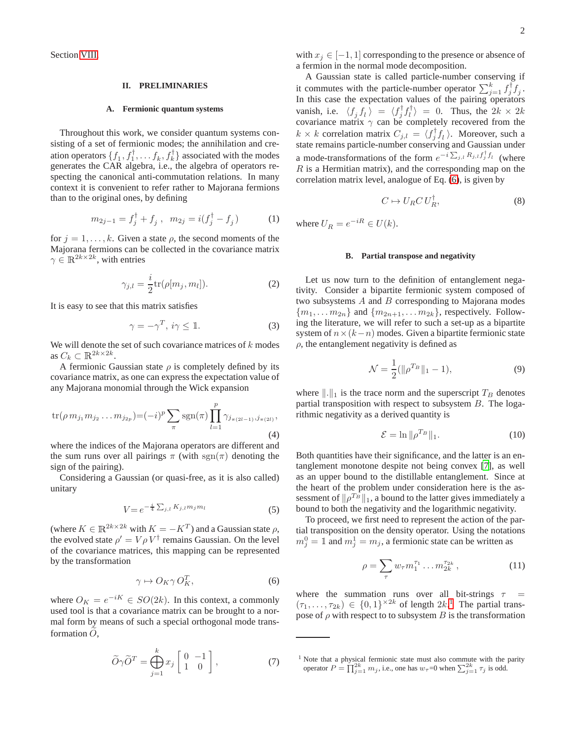Section VIII.

## II. PRELIMINARIES

### A. Fermionic quantum systems

Throughout this work, we consider quantum systems consisting of a set of fermionic modes; the annihilation and creation operators $\{f_1, f_1^\dagger, \dots f_k, f_k^\dagger\}$ associated with the modes generates the CAR algebra, i.e., the algebra of operators respecting the canonical anti-commutation relations. In many context it is convenient to refer rather to Majorana fermions than to the original ones, by defining

$$m_{2j-1} = f_j^\dagger + f_j \;, \quad m_{2j} = i(f_j^\dagger - f_j) \tag{1}$$

for $j = 1, \dots, k$. Given a state $\rho$, the second moments of the Majorana fermions can be collected in the covariance matrix $\gamma \in \mathbb{R}^{2k\times 2k}$, with entries

$$\gamma_{j,l} = \frac{i}{2}\mathrm{tr}(\rho[m_j, m_l]). \tag{2}$$

It is easy to see that this matrix satisfies

$$\gamma = -\gamma^T, \; i\gamma \leq \mathbb{1}. \tag{3}$$

We will denote the set of such covariance matrices of $k$ modes as $C_k \subset \mathbb{R}^{2k\times 2k}$.

A fermionic Gaussian state $\rho$ is completely defined by its covariance matrix, as one can express the expectation value of any Majorana monomial through the Wick expansion

$$\mathrm{tr}(\rho\, m_{j_1} m_{j_2} \dots m_{j_{2p}}) = (-i)^p \sum_\pi \mathrm{sgn}(\pi) \prod_{l=1}^{p} \gamma_{j_{\pi(2l-1)}, j_{\pi(2l)}}, \tag{4}$$

where the indices of the Majorana operators are different and the sum runs over all pairings $\pi$ (with $\mathrm{sgn}(\pi)$ denoting the sign of the pairing).

Considering a Gaussian (or quasi-free, as it is also called) unitary

$$V = e^{-\frac{i}{4}\sum_{j,l} K_{j,l} m_j m_l} \tag{5}$$

(where $K \in \mathbb{R}^{2k\times 2k}$ with $K = -K^T$) and a Gaussian state $\rho$, the evolved state $\rho' = V\rho V^\dagger$ remains Gaussian. On the level of the covariance matrices, this mapping can be represented by the transformation

$$\gamma \mapsto O_K \gamma O_K^T, \tag{6}$$

where $O_K = e^{-iK} \in SO(2k)$. In this context, a commonly used tool is that a covariance matrix can be brought to a normal form by means of such a special orthogonal mode transformation $\tilde{O}$,

$$\tilde{O}\gamma\tilde{O}^T = \bigoplus_{j=1}^{k} x_j \begin{bmatrix} 0 & -1 \\ 1 & 0 \end{bmatrix}, \tag{7}$$

with $x_j \in [-1, 1]$ corresponding to the presence or absence of a fermion in the normal mode decomposition.

A Gaussian state is called particle-number conserving if it commutes with the particle-number operator $\sum_{j=1}^k f_j^\dagger f_j$. In this case the expectation values of the pairing operators vanish, i.e. $\langle f_j f_l \rangle = \langle f_j^\dagger f_l^\dagger \rangle = 0$. Thus, the $2k \times 2k$ covariance matrix $\gamma$ can be completely recovered from the $k \times k$ correlation matrix $C_{j,l} = \langle f_j^\dagger f_l \rangle$. Moreover, such a state remains particle-number conserving and Gaussian under a mode-transformations of the form $e^{-i\sum_{j,l} R_{j,l} f_j^\dagger f_l}$ (where $R$ is a Hermitian matrix), and the corresponding map on the correlation matrix level, analogue of Eq. (6), is given by

$$C \mapsto U_R C U_R^\dagger, \tag{8}$$

where $U_R = e^{-iR} \in U(k)$.

### B. Partial transpose and negativity

Let us now turn to the definition of entanglement negativity. Consider a bipartite fermionic system composed of two subsystems $A$ and $B$ corresponding to Majorana modes $\{m_1, \dots m_{2n}\}$ and $\{m_{2n+1}, \dots m_{2k}\}$, respectively. Following the literature, we will refer to such a set-up as a bipartite system of $n \times (k-n)$ modes. Given a bipartite fermionic state $\rho$, the entanglement negativity is defined as

$$\mathcal{N} = \frac{1}{2}(\|\rho^{T_B}\|_1 - 1), \tag{9}$$

where $\|.\|_1$ is the trace norm and the superscript $T_B$ denotes partial transposition with respect to subsystem $B$. The logarithmic negativity as a derived quantity is

$$\mathcal{E} = \ln \|\rho^{T_B}\|_1. \tag{10}$$

Both quantities have their significance, and the latter is an entanglement monotone despite not being convex [7], as well as an upper bound to the distillable entanglement. Since at the heart of the problem under consideration here is the assessment of $\|\rho^{T_B}\|_1$, a bound to the latter gives immediately a bound to both the negativity and the logarithmic negativity.

To proceed, we first need to represent the action of the partial transposition on the density operator. Using the notations $m_j^0 = \mathbb{1}$ and $m_j^1 = m_j$, a fermionic state can be written as

$$\rho = \sum_\tau w_\tau m_1^{\tau_1} \dots m_{2k}^{\tau_{2k}}, \tag{11}$$

where the summation runs over all bit-strings $\tau = (\tau_1, \dots, \tau_{2k}) \in \{0,1\}^{\times 2k}$ of length $2k$.[1] The partial transpose of $\rho$ with respect to to subsystem $B$ is the transformation

[1] Note that a physical fermionic state must also commute with the parity operator $P = \prod_{j=1}^{2k} m_j$, i.e., one has $w_\tau = 0$ when $\sum_{j=1}^{2k} \tau_j$ is odd.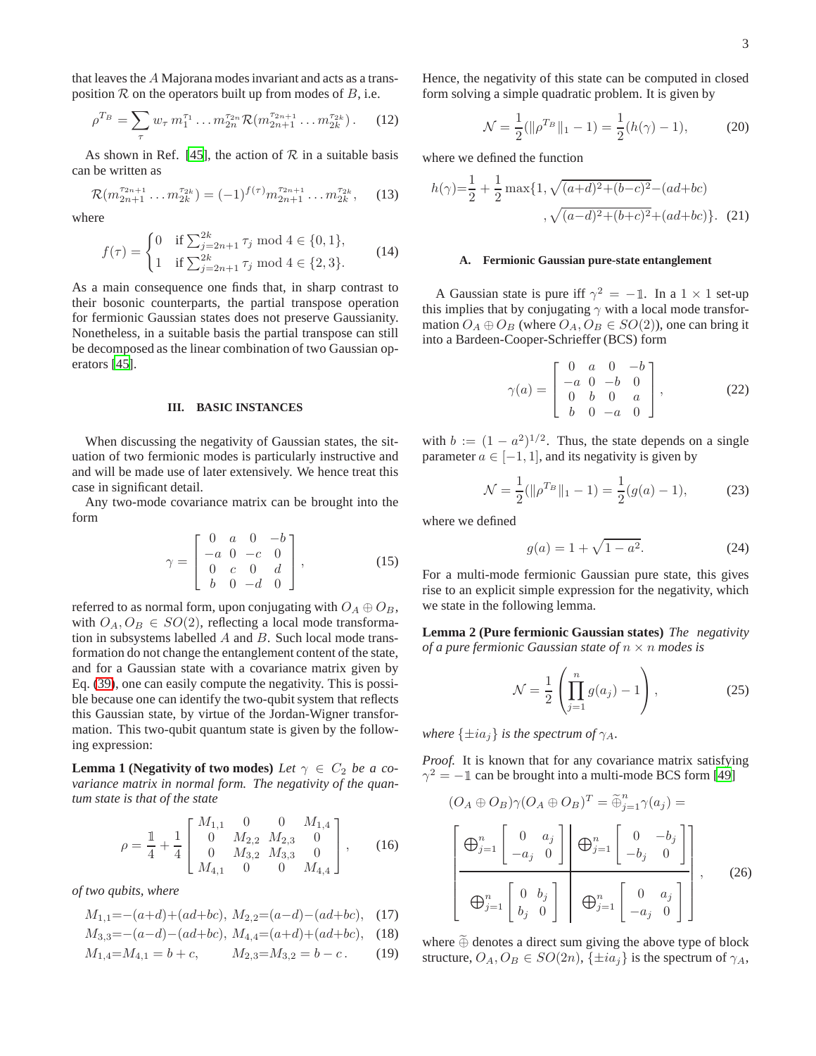that leaves the $A$ Majorana modes invariant and acts as a transposition $\mathcal{R}$ on the operators built up from modes of $B$, i.e.

$$\rho^{T_B} = \sum_\tau w_\tau \, m_1^{\tau_1} \dots m_{2n}^{\tau_{2n}} \mathcal{R}(m_{2n+1}^{\tau_{2n+1}} \dots m_{2k}^{\tau_{2k}}) \,. \tag{12}$$

As shown in Ref. [45], the action of $\mathcal{R}$ in a suitable basis can be written as

$$\mathcal{R}(m_{2n+1}^{\tau_{2n+1}} \dots m_{2k}^{\tau_{2k}}) = (-1)^{f(\tau)} m_{2n+1}^{\tau_{2n+1}} \dots m_{2k}^{\tau_{2k}}, \tag{13}$$

where

$$f(\tau) = \begin{cases} 0 & \text{if } \sum_{j=2n+1}^{2k} \tau_j \bmod 4 \in \{0,1\}, \\ 1 & \text{if } \sum_{j=2n+1}^{2k} \tau_j \bmod 4 \in \{2,3\}. \end{cases} \tag{14}$$

As a main consequence one finds that, in sharp contrast to their bosonic counterparts, the partial transpose operation for fermionic Gaussian states does not preserve Gaussianity. Nonetheless, in a suitable basis the partial transpose can still be decomposed as the linear combination of two Gaussian operators [45].

## III. BASIC INSTANCES

When discussing the negativity of Gaussian states, the situation of two fermionic modes is particularly instructive and and will be made use of later extensively. We hence treat this case in significant detail.

Any two-mode covariance matrix can be brought into the form

$$\gamma = \begin{bmatrix} 0 & a & 0 & -b \\ -a & 0 & -c & 0 \\ 0 & c & 0 & d \\ b & 0 & -d & 0 \end{bmatrix}, \tag{15}$$

referred to as normal form, upon conjugating with $O_A \oplus O_B$, with $O_A, O_B \in SO(2)$, reflecting a local mode transformation in subsystems labelled $A$ and $B$. Such local mode transformation do not change the entanglement content of the state, and for a Gaussian state with a covariance matrix given by Eq. (39), one can easily compute the negativity. This is possible because one can identify the two-qubit system that reflects this Gaussian state, by virtue of the Jordan-Wigner transformation. This two-qubit quantum state is given by the following expression:

**Lemma 1 (Negativity of two modes)** *Let $\gamma \in C_2$ be a covariance matrix in normal form. The negativity of the quantum state is that of the state*

$$\rho = \frac{\mathbb{1}}{4} + \frac{1}{4} \begin{bmatrix} M_{1,1} & 0 & 0 & M_{1,4} \\ 0 & M_{2,2} & M_{2,3} & 0 \\ 0 & M_{3,2} & M_{3,3} & 0 \\ M_{4,1} & 0 & 0 & M_{4,4} \end{bmatrix}, \tag{16}$$

*of two qubits, where*

$$M_{1,1} = -(a+d) + (ad+bc), \; M_{2,2} = (a-d) - (ad+bc), \tag{17}$$
$$M_{3,3} = -(a-d) - (ad+bc), \; M_{4,4} = (a+d) + (ad+bc), \tag{18}$$
$$M_{1,4} = M_{4,1} = b+c, \qquad M_{2,3} = M_{3,2} = b-c\,. \tag{19}$$

Hence, the negativity of this state can be computed in closed form solving a simple quadratic problem. It is given by

$$\mathcal{N} = \frac{1}{2}(\|\rho^{T_B}\|_1 - 1) = \frac{1}{2}(h(\gamma) - 1), \tag{20}$$

where we defined the function

$$h(\gamma) = \frac{1}{2} + \frac{1}{2}\max\{1, \sqrt{(a+d)^2 + (b-c)^2} - (ad+bc), \sqrt{(a-d)^2 + (b+c)^2} + (ad+bc)\}. \tag{21}$$

### A. Fermionic Gaussian pure-state entanglement

A Gaussian state is pure iff $\gamma^2 = -\mathbb{1}$. In a $1 \times 1$ set-up this implies that by conjugating $\gamma$ with a local mode transformation $O_A \oplus O_B$ (where $O_A, O_B \in SO(2)$), one can bring it into a Bardeen-Cooper-Schrieffer (BCS) form

$$\gamma(a) = \begin{bmatrix} 0 & a & 0 & -b \\ -a & 0 & -b & 0 \\ 0 & b & 0 & a \\ b & 0 & -a & 0 \end{bmatrix}, \tag{22}$$

with $b := (1 - a^2)^{1/2}$. Thus, the state depends on a single parameter $a \in [-1, 1]$, and its negativity is given by

$$\mathcal{N} = \frac{1}{2}(\|\rho^{T_B}\|_1 - 1) = \frac{1}{2}(g(a) - 1), \tag{23}$$

where we defined

$$g(a) = 1 + \sqrt{1 - a^2}. \tag{24}$$

For a multi-mode fermionic Gaussian pure state, this gives rise to an explicit simple expression for the negativity, which we state in the following lemma.

**Lemma 2 (Pure fermionic Gaussian states)** *The negativity of a pure fermionic Gaussian state of $n \times n$ modes is*

$$\mathcal{N} = \frac{1}{2}\left(\prod_{j=1}^{n} g(a_j) - 1\right), \tag{25}$$

*where $\{\pm i a_j\}$ is the spectrum of $\gamma_A$.*

*Proof.* It is known that for any covariance matrix satisfying $\gamma^2 = -\mathbb{1}$ can be brought into a multi-mode BCS form [49]

$$(O_A \oplus O_B)\gamma(O_A \oplus O_B)^T = \widetilde{\oplus}_{j=1}^{n} \gamma(a_j) =$$

$$\left[\begin{array}{c|c} \bigoplus_{j=1}^{n} \begin{bmatrix} 0 & a_j \\ -a_j & 0 \end{bmatrix} & \bigoplus_{j=1}^{n} \begin{bmatrix} 0 & -b_j \\ -b_j & 0 \end{bmatrix} \\ \hline \bigoplus_{j=1}^{n} \begin{bmatrix} 0 & b_j \\ b_j & 0 \end{bmatrix} & \bigoplus_{j=1}^{n} \begin{bmatrix} 0 & a_j \\ -a_j & 0 \end{bmatrix} \end{array}\right], \tag{26}$$

where $\widetilde{\oplus}$ denotes a direct sum giving the above type of block structure, $O_A, O_B \in SO(2n)$, $\{\pm i a_j\}$ is the spectrum of $\gamma_A$,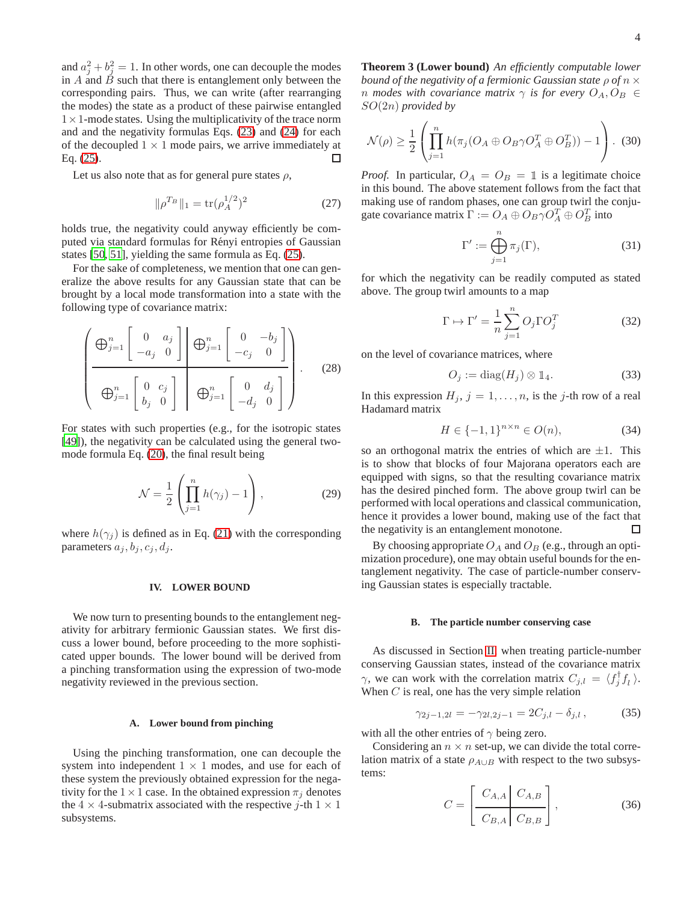and $a_j^2 + b_j^2 = 1$. In other words, one can decouple the modes in $A$ and $B$ such that there is entanglement only between the corresponding pairs. Thus, we can write (after rearranging the modes) the state as a product of these pairwise entangled $1 \times 1$-mode states. Using the multiplicativity of the trace norm and and the negativity formulas Eqs. (23) and (24) for each of the decoupled $1 \times 1$ mode pairs, we arrive immediately at Eq. (25). □

Let us also note that as for general pure states $\rho$,

$$\|\rho^{T_B}\|_1 = \mathrm{tr}(\rho_A^{1/2})^2 \tag{27}$$

holds true, the negativity could anyway efficiently be computed via standard formulas for Rényi entropies of Gaussian states [50, 51], yielding the same formula as Eq. (25).

For the sake of completeness, we mention that one can generalize the above results for any Gaussian state that can be brought by a local mode transformation into a state with the following type of covariance matrix:

$$\left(\begin{array}{c|c} \bigoplus_{j=1}^{n}\begin{bmatrix} 0 & a_j \\ -a_j & 0 \end{bmatrix} & \bigoplus_{j=1}^{n}\begin{bmatrix} 0 & -b_j \\ -c_j & 0 \end{bmatrix} \\ \hline \bigoplus_{j=1}^{n}\begin{bmatrix} 0 & c_j \\ b_j & 0 \end{bmatrix} & \bigoplus_{j=1}^{n}\begin{bmatrix} 0 & d_j \\ -d_j & 0 \end{bmatrix} \end{array}\right). \tag{28}$$

For states with such properties (e.g., for the isotropic states [49]), the negativity can be calculated using the general two-mode formula Eq. (20), the final result being

$$\mathcal{N} = \frac{1}{2}\left(\prod_{j=1}^{n} h(\gamma_j) - 1\right), \tag{29}$$

where $h(\gamma_j)$ is defined as in Eq. (21) with the corresponding parameters $a_j, b_j, c_j, d_j$.

## IV. LOWER BOUND

We now turn to presenting bounds to the entanglement negativity for arbitrary fermionic Gaussian states. We first discuss a lower bound, before proceeding to the more sophisticated upper bounds. The lower bound will be derived from a pinching transformation using the expression of two-mode negativity reviewed in the previous section.

### A. Lower bound from pinching

Using the pinching transformation, one can decouple the system into independent $1 \times 1$ modes, and use for each of these system the previously obtained expression for the negativity for the $1 \times 1$ case. In the obtained expression $\pi_j$ denotes the $4 \times 4$-submatrix associated with the respective $j$-th $1 \times 1$ subsystems.

**Theorem 3 (Lower bound)** *An efficiently computable lower bound of the negativity of a fermionic Gaussian state $\rho$ of $n \times n$ modes with covariance matrix $\gamma$ is for every $O_A, O_B \in SO(2n)$ provided by*

$$\mathcal{N}(\rho) \geq \frac{1}{2}\left(\prod_{j=1}^{n} h(\pi_j(O_A \oplus O_B \gamma O_A^T \oplus O_B^T)) - 1\right). \tag{30}$$

*Proof.* In particular, $O_A = O_B = \mathbb{1}$ is a legitimate choice in this bound. The above statement follows from the fact that making use of random phases, one can group twirl the conjugate covariance matrix $\Gamma := O_A \oplus O_B \gamma O_A^T \oplus O_B^T$ into

$$\Gamma' := \bigoplus_{j=1}^{n} \pi_j(\Gamma), \tag{31}$$

for which the negativity can be readily computed as stated above. The group twirl amounts to a map

$$\Gamma \mapsto \Gamma' = \frac{1}{n}\sum_{j=1}^{n} O_j \Gamma O_j^T \tag{32}$$

on the level of covariance matrices, where

$$O_j := \mathrm{diag}(H_j) \otimes \mathbb{1}_4. \tag{33}$$

In this expression $H_j$, $j = 1, \ldots, n$, is the $j$-th row of a real Hadamard matrix

$$H \in \{-1, 1\}^{n \times n} \in O(n), \tag{34}$$

so an orthogonal matrix the entries of which are $\pm 1$. This is to show that blocks of four Majorana operators each are equipped with signs, so that the resulting covariance matrix has the desired pinched form. The above group twirl can be performed with local operations and classical communication, hence it provides a lower bound, making use of the fact that the negativity is an entanglement monotone. □

By choosing appropriate $O_A$ and $O_B$ (e.g., through an optimization procedure), one may obtain useful bounds for the entanglement negativity. The case of particle-number conserving Gaussian states is especially tractable.

### B. The particle number conserving case

As discussed in Section II, when treating particle-number conserving Gaussian states, instead of the covariance matrix $\gamma$, we can work with the correlation matrix $C_{j,l} = \langle f_j^\dagger f_l \rangle$. When $C$ is real, one has the very simple relation

$$\gamma_{2j-1,2l} = -\gamma_{2l,2j-1} = 2C_{j,l} - \delta_{j,l}, \tag{35}$$

with all the other entries of $\gamma$ being zero.

Considering an $n \times n$ set-up, we can divide the total correlation matrix of a state $\rho_{A \cup B}$ with respect to the two subsystems:

$$C = \left[\begin{array}{c|c} C_{A,A} & C_{A,B} \\ \hline C_{B,A} & C_{B,B} \end{array}\right], \tag{36}$$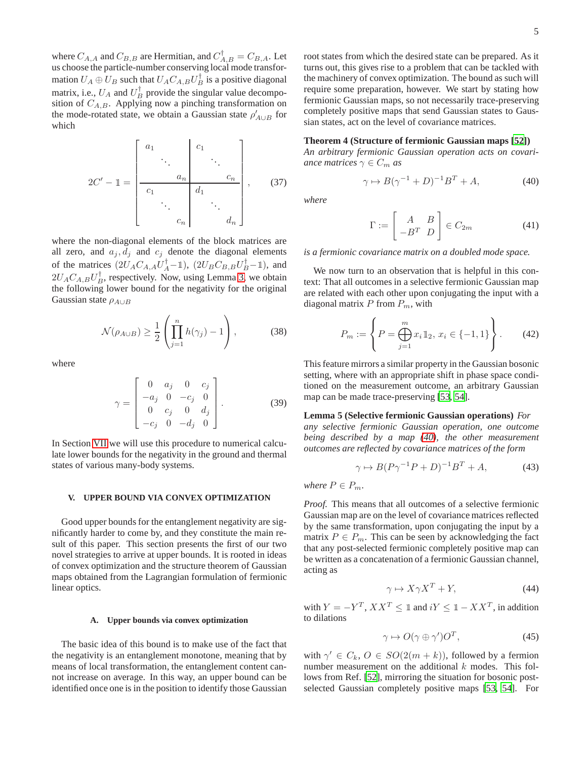where $C_{A,A}$ and $C_{B,B}$ are Hermitian, and $C_{A,B}^\dagger = C_{B,A}$. Let us choose the particle-number conserving local mode transformation $U_A \oplus U_B$ such that $U_A C_{A,B} U_B^\dagger$ is a positive diagonal matrix, i.e., $U_A$ and $U_B^\dagger$ provide the singular value decomposition of $C_{A,B}$. Applying now a pinching transformation on the mode-rotated state, we obtain a Gaussian state $\rho'_{A\cup B}$ for which

$$
2C' - \mathbb{1} = \left[\begin{array}{ccc|ccc} a_1 & & & c_1 & & \\ & \ddots & & & \ddots & \\ & & a_n & & & c_n \\ \hline c_1 & & & d_1 & & \\ & \ddots & & & \ddots & \\ & & c_n & & & d_n \end{array}\right], \qquad (37)
$$

where the non-diagonal elements of the block matrices are all zero, and $a_j, d_j$ and $c_j$ denote the diagonal elements of the matrices $(2U_A C_{A,A} U_A^\dagger - \mathbb{1})$, $(2U_B C_{B,B} U_B^\dagger - \mathbb{1})$, and $2U_A C_{A,B} U_B^\dagger$, respectively. Now, using Lemma 3, we obtain the following lower bound for the negativity for the original Gaussian state $\rho_{A\cup B}$

$$
\mathcal{N}(\rho_{A\cup B}) \geq \frac{1}{2}\left(\prod_{j=1}^{n} h(\gamma_j) - 1\right), \qquad (38)
$$

where

$$
\gamma = \begin{bmatrix} 0 & a_j & 0 & c_j \\ -a_j & 0 & -c_j & 0 \\ 0 & c_j & 0 & d_j \\ -c_j & 0 & -d_j & 0 \end{bmatrix}. \qquad (39)
$$

In Section VII we will use this procedure to numerical calculate lower bounds for the negativity in the ground and thermal states of various many-body systems.

## V. UPPER BOUND VIA CONVEX OPTIMIZATION

Good upper bounds for the entanglement negativity are significantly harder to come by, and they constitute the main result of this paper. This section presents the first of our two novel strategies to arrive at upper bounds. It is rooted in ideas of convex optimization and the structure theorem of Gaussian maps obtained from the Lagrangian formulation of fermionic linear optics.

### A. Upper bounds via convex optimization

The basic idea of this bound is to make use of the fact that the negativity is an entanglement monotone, meaning that by means of local transformation, the entanglement content cannot increase on average. In this way, an upper bound can be identified once one is in the position to identify those Gaussian root states from which the desired state can be prepared. As it turns out, this gives rise to a problem that can be tackled with the machinery of convex optimization. The bound as such will require some preparation, however. We start by stating how fermionic Gaussian maps, so not necessarily trace-preserving completely positive maps that send Gaussian states to Gaussian states, act on the level of covariance matrices.

**Theorem 4 (Structure of fermionic Gaussian maps [52])** *An arbitrary fermionic Gaussian operation acts on covariance matrices $\gamma \in C_m$ as*

$$
\gamma \mapsto B(\gamma^{-1} + D)^{-1} B^T + A, \qquad (40)
$$

*where*

$$
\Gamma := \begin{bmatrix} A & B \\ -B^T & D \end{bmatrix} \in C_{2m} \qquad (41)
$$

*is a fermionic covariance matrix on a doubled mode space.*

We now turn to an observation that is helpful in this context: That all outcomes in a selective fermionic Gaussian map are related with each other upon conjugating the input with a diagonal matrix $P$ from $P_m$, with

$$
P_m := \left\{ P = \bigoplus_{j=1}^{m} x_i \mathbb{1}_2,\ x_i \in \{-1, 1\} \right\}. \qquad (42)
$$

This feature mirrors a similar property in the Gaussian bosonic setting, where with an appropriate shift in phase space conditioned on the measurement outcome, an arbitrary Gaussian map can be made trace-preserving [53, 54].

**Lemma 5 (Selective fermionic Gaussian operations)** *For any selective fermionic Gaussian operation, one outcome being described by a map (40), the other measurement outcomes are reflected by covariance matrices of the form*

$$
\gamma \mapsto B(P\gamma^{-1}P + D)^{-1} B^T + A, \qquad (43)
$$

*where $P \in P_m$.*

*Proof.* This means that all outcomes of a selective fermionic Gaussian map are on the level of covariance matrices reflected by the same transformation, upon conjugating the input by a matrix $P \in P_m$. This can be seen by acknowledging the fact that any post-selected fermionic completely positive map can be written as a concatenation of a fermionic Gaussian channel, acting as

$$
\gamma \mapsto X\gamma X^T + Y, \qquad (44)
$$

with $Y = -Y^T$, $XX^T \leq \mathbb{1}$ and $iY \leq \mathbb{1} - XX^T$, in addition to dilations

$$
\gamma \mapsto O(\gamma \oplus \gamma')O^T, \qquad (45)
$$

with $\gamma' \in C_k$, $O \in SO(2(m + k))$, followed by a fermion number measurement on the additional $k$ modes. This follows from Ref. [52], mirroring the situation for bosonic post-selected Gaussian completely positive maps [53, 54]. For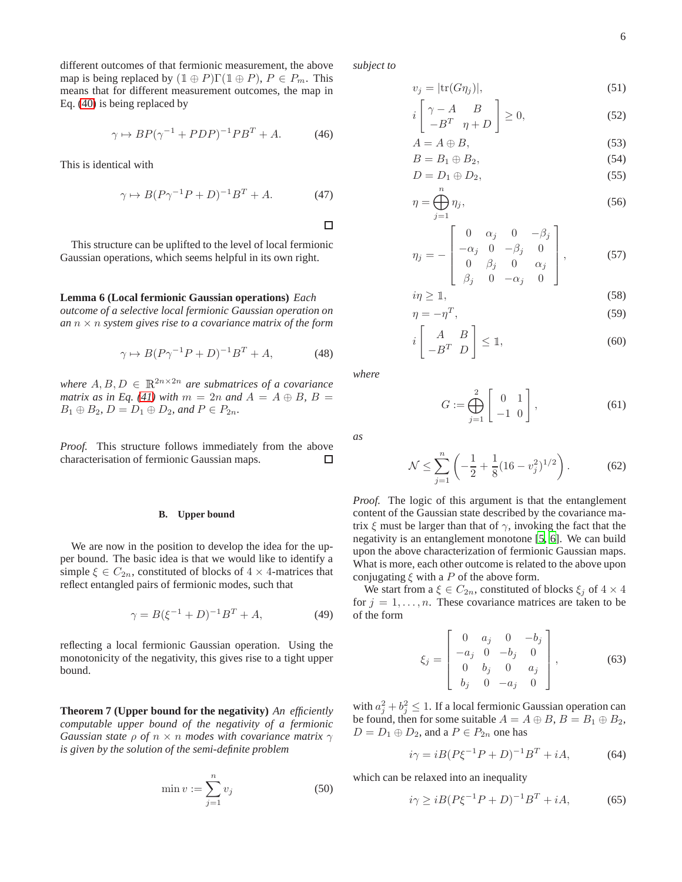different outcomes of that fermionic measurement, the above map is being replaced by $(\mathbb{1} \oplus P)\Gamma(\mathbb{1} \oplus P)$, $P \in P_m$. This means that for different measurement outcomes, the map in Eq. (40) is being replaced by

$$\gamma \mapsto BP(\gamma^{-1} + PDP)^{-1}PB^T + A. \tag{46}$$

This is identical with

$$\gamma \mapsto B(P\gamma^{-1}P + D)^{-1}B^T + A. \tag{47}$$

□

This structure can be uplifted to the level of local fermionic Gaussian operations, which seems helpful in its own right.

**Lemma 6 (Local fermionic Gaussian operations)** *Each outcome of a selective local fermionic Gaussian operation on an $n \times n$ system gives rise to a covariance matrix of the form*

$$\gamma \mapsto B(P\gamma^{-1}P + D)^{-1}B^T + A, \tag{48}$$

*where $A, B, D \in \mathbb{R}^{2n\times 2n}$ are submatrices of a covariance matrix as in Eq. (41) with $m = 2n$ and $A = A \oplus B$, $B = B_1 \oplus B_2$, $D = D_1 \oplus D_2$, and $P \in P_{2n}$.*

*Proof.* This structure follows immediately from the above characterisation of fermionic Gaussian maps. □

### B. Upper bound

We are now in the position to develop the idea for the upper bound. The basic idea is that we would like to identify a simple $\xi \in C_{2n}$, constituted of blocks of $4 \times 4$-matrices that reflect entangled pairs of fermionic modes, such that

$$\gamma = B(\xi^{-1} + D)^{-1}B^T + A, \tag{49}$$

reflecting a local fermionic Gaussian operation. Using the monotonicity of the negativity, this gives rise to a tight upper bound.

**Theorem 7 (Upper bound for the negativity)** *An efficiently computable upper bound of the negativity of a fermionic Gaussian state $\rho$ of $n \times n$ modes with covariance matrix $\gamma$ is given by the solution of the semi-definite problem*

$$\min v := \sum_{j=1}^{n} v_j \tag{50}$$

*subject to*

$$v_j = |\mathrm{tr}(G\eta_j)|, \tag{51}$$

$$i \begin{bmatrix} \gamma - A & B \\ -B^T & \eta + D \end{bmatrix} \geq 0, \tag{52}$$

$$A = A \oplus B, \tag{53}$$

$$B = B_1 \oplus B_2, \tag{54}$$

$$D = D_1 \oplus D_2, \tag{55}$$

$$\eta = \bigoplus_{j=1}^{n} \eta_j, \tag{56}$$

$$\eta_j = - \begin{bmatrix} 0 & \alpha_j & 0 & -\beta_j \\ -\alpha_j & 0 & -\beta_j & 0 \\ 0 & \beta_j & 0 & \alpha_j \\ \beta_j & 0 & -\alpha_j & 0 \end{bmatrix}, \tag{57}$$

$$i\eta \geq \mathbb{1}, \tag{58}$$

$$\eta = -\eta^T, \tag{59}$$

$$i \begin{bmatrix} A & B \\ -B^T & D \end{bmatrix} \leq \mathbb{1}, \tag{60}$$

*where*

$$G := \bigoplus_{j=1}^{2} \begin{bmatrix} 0 & 1 \\ -1 & 0 \end{bmatrix}, \tag{61}$$

*as*

$$\mathcal{N} \leq \sum_{j=1}^{n} \left( -\frac{1}{2} + \frac{1}{8}(16 - v_j^2)^{1/2} \right). \tag{62}$$

*Proof.* The logic of this argument is that the entanglement content of the Gaussian state described by the covariance matrix $\xi$ must be larger than that of $\gamma$, invoking the fact that the negativity is an entanglement monotone [5, 6]. We can build upon the above characterization of fermionic Gaussian maps. What is more, each other outcome is related to the above upon conjugating $\xi$ with a $P$ of the above form.

We start from a $\xi \in C_{2n}$, constituted of blocks $\xi_j$ of $4 \times 4$ for $j = 1, \ldots, n$. These covariance matrices are taken to be of the form

$$\xi_j = \begin{bmatrix} 0 & a_j & 0 & -b_j \\ -a_j & 0 & -b_j & 0 \\ 0 & b_j & 0 & a_j \\ b_j & 0 & -a_j & 0 \end{bmatrix}, \tag{63}$$

with $a_j^2 + b_j^2 \leq 1$. If a local fermionic Gaussian operation can be found, then for some suitable $A = A \oplus B$, $B = B_1 \oplus B_2$, $D = D_1 \oplus D_2$, and a $P \in P_{2n}$ one has

$$i\gamma = iB(P\xi^{-1}P + D)^{-1}B^T + iA, \tag{64}$$

which can be relaxed into an inequality

$$i\gamma \geq iB(P\xi^{-1}P + D)^{-1}B^T + iA, \tag{65}$$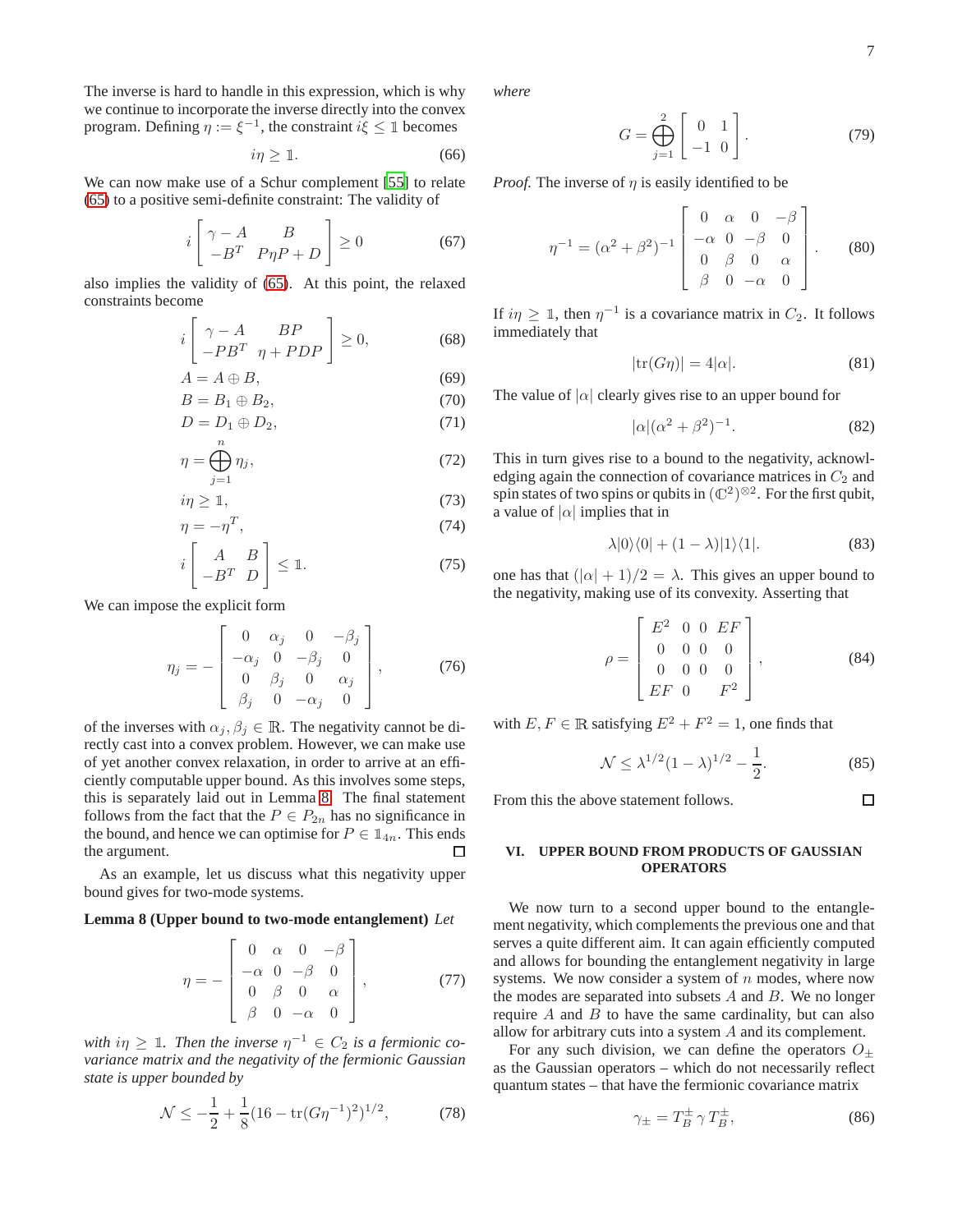The inverse is hard to handle in this expression, which is why we continue to incorporate the inverse directly into the convex program. Defining $\eta := \xi^{-1}$, the constraint $i\xi \leq \mathbb{1}$ becomes

$$i\eta \geq \mathbb{1}. \tag{66}$$

We can now make use of a Schur complement [55] to relate (65) to a positive semi-definite constraint: The validity of

$$i \begin{bmatrix} \gamma - A & B \\ -B^T & P\eta P + D \end{bmatrix} \geq 0 \tag{67}$$

also implies the validity of (65). At this point, the relaxed constraints become

$$i \begin{bmatrix} \gamma - A & BP \\ -PB^T & \eta + PDP \end{bmatrix} \geq 0, \tag{68}$$

$$A = A \oplus B, \tag{69}$$

$$B = B_1 \oplus B_2, \tag{70}$$

$$D = D_1 \oplus D_2, \tag{71}$$

$$\eta = \bigoplus_{j=1}^{n} \eta_j, \tag{72}$$

$$i\eta \geq \mathbb{1}, \tag{73}$$

$$\eta = -\eta^T, \tag{74}$$

$$i \begin{bmatrix} A & B \\ -B^T & D \end{bmatrix} \leq \mathbb{1}. \tag{75}$$

We can impose the explicit form

$$\eta_j = - \begin{bmatrix} 0 & \alpha_j & 0 & -\beta_j \\ -\alpha_j & 0 & -\beta_j & 0 \\ 0 & \beta_j & 0 & \alpha_j \\ \beta_j & 0 & -\alpha_j & 0 \end{bmatrix}, \tag{76}$$

of the inverses with $\alpha_j, \beta_j \in \mathbb{R}$. The negativity cannot be directly cast into a convex problem. However, we can make use of yet another convex relaxation, in order to arrive at an efficiently computable upper bound. As this involves some steps, this is separately laid out in Lemma 8. The final statement follows from the fact that the $P \in P_{2n}$ has no significance in the bound, and hence we can optimise for $P \in \mathbb{1}_{4n}$. This ends the argument. □

As an example, let us discuss what this negativity upper bound gives for two-mode systems.

**Lemma 8 (Upper bound to two-mode entanglement)** *Let*

$$\eta = - \begin{bmatrix} 0 & \alpha & 0 & -\beta \\ -\alpha & 0 & -\beta & 0 \\ 0 & \beta & 0 & \alpha \\ \beta & 0 & -\alpha & 0 \end{bmatrix}, \tag{77}$$

*with $i\eta \geq \mathbb{1}$. Then the inverse $\eta^{-1} \in C_2$ is a fermionic covariance matrix and the negativity of the fermionic Gaussian state is upper bounded by*

$$\mathcal{N} \leq -\frac{1}{2} + \frac{1}{8}(16 - \mathrm{tr}(G\eta^{-1})^2)^{1/2}, \tag{78}$$

*where*

$$G = \bigoplus_{j=1}^{2} \begin{bmatrix} 0 & 1 \\ -1 & 0 \end{bmatrix}. \tag{79}$$

*Proof.* The inverse of $\eta$ is easily identified to be

$$\eta^{-1} = (\alpha^2 + \beta^2)^{-1} \begin{bmatrix} 0 & \alpha & 0 & -\beta \\ -\alpha & 0 & -\beta & 0 \\ 0 & \beta & 0 & \alpha \\ \beta & 0 & -\alpha & 0 \end{bmatrix}. \tag{80}$$

If $i\eta \geq \mathbb{1}$, then $\eta^{-1}$ is a covariance matrix in $C_2$. It follows immediately that

$$|\mathrm{tr}(G\eta)| = 4|\alpha|. \tag{81}$$

The value of $|\alpha|$ clearly gives rise to an upper bound for

$$|\alpha|(\alpha^2 + \beta^2)^{-1}. \tag{82}$$

This in turn gives rise to a bound to the negativity, acknowledging again the connection of covariance matrices in $C_2$ and spin states of two spins or qubits in $(\mathbb{C}^2)^{\otimes 2}$. For the first qubit, a value of $|\alpha|$ implies that in

$$\lambda|0\rangle\langle 0| + (1-\lambda)|1\rangle\langle 1|. \tag{83}$$

one has that $(|\alpha| + 1)/2 = \lambda$. This gives an upper bound to the negativity, making use of its convexity. Asserting that

$$\rho = \begin{bmatrix} E^2 & 0 & 0 & EF \\ 0 & 0 & 0 & 0 \\ 0 & 0 & 0 & 0 \\ EF & 0 & & F^2 \end{bmatrix}, \tag{84}$$

with $E, F \in \mathbb{R}$ satisfying $E^2 + F^2 = 1$, one finds that

$$\mathcal{N} \leq \lambda^{1/2}(1-\lambda)^{1/2} - \frac{1}{2}. \tag{85}$$

From this the above statement follows. □

## VI. UPPER BOUND FROM PRODUCTS OF GAUSSIAN OPERATORS

We now turn to a second upper bound to the entanglement negativity, which complements the previous one and that serves a quite different aim. It can again efficiently computed and allows for bounding the entanglement negativity in large systems. We now consider a system of $n$ modes, where now the modes are separated into subsets $A$ and $B$. We no longer require $A$ and $B$ to have the same cardinality, but can also allow for arbitrary cuts into a system $A$ and its complement.

For any such division, we can define the operators $O_\pm$ as the Gaussian operators – which do not necessarily reflect quantum states – that have the fermionic covariance matrix

$$\gamma_\pm = T_B^\pm \, \gamma \, T_B^\pm, \tag{86}$$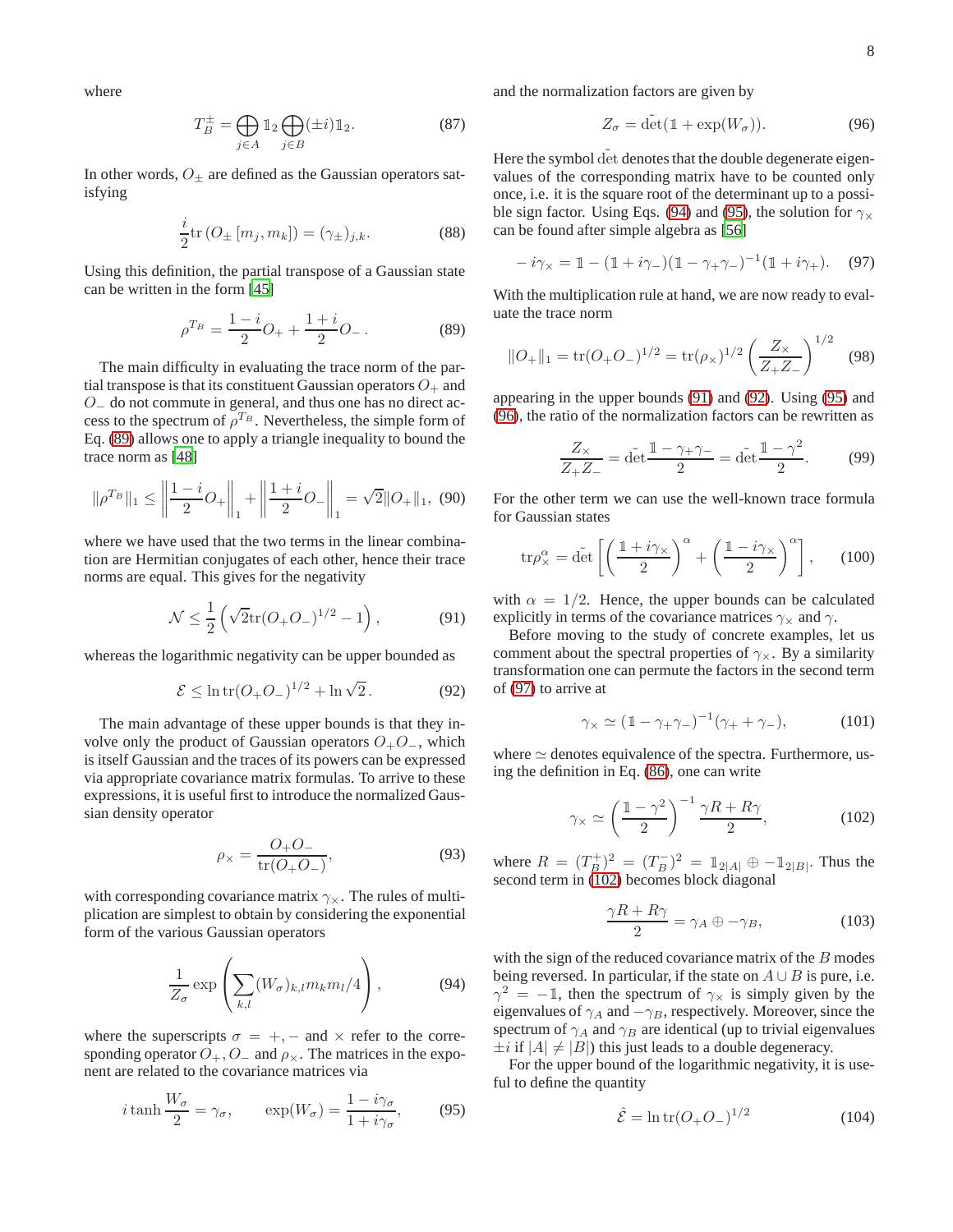where

$$T_B^{\pm} = \bigoplus_{j \in A} \mathbb{1}_2 \bigoplus_{j \in B} (\pm i) \mathbb{1}_2. \tag{87}$$

In other words, $O_\pm$ are defined as the Gaussian operators satisfying

$$\frac{i}{2} \mathrm{tr} \left( O_\pm \left[ m_j, m_k \right] \right) = (\gamma_\pm)_{j,k}. \tag{88}$$

Using this definition, the partial transpose of a Gaussian state can be written in the form [45]

$$\rho^{T_B} = \frac{1-i}{2} O_+ + \frac{1+i}{2} O_- . \tag{89}$$

The main difficulty in evaluating the trace norm of the partial transpose is that its constituent Gaussian operators $O_+$ and $O_-$ do not commute in general, and thus one has no direct access to the spectrum of $\rho^{T_B}$. Nevertheless, the simple form of Eq. (89) allows one to apply a triangle inequality to bound the trace norm as [48]

$$\| \rho^{T_B} \|_1 \le \left\| \frac{1-i}{2} O_+ \right\|_1 + \left\| \frac{1+i}{2} O_- \right\|_1 = \sqrt{2} \| O_+ \|_1, \tag{90}$$

where we have used that the two terms in the linear combination are Hermitian conjugates of each other, hence their trace norms are equal. This gives for the negativity

$$\mathcal{N} \le \frac{1}{2} \left( \sqrt{2} \mathrm{tr}(O_+ O_-)^{1/2} - 1 \right), \tag{91}$$

whereas the logarithmic negativity can be upper bounded as

$$\mathcal{E} \le \ln \mathrm{tr}(O_+ O_-)^{1/2} + \ln \sqrt{2} . \tag{92}$$

The main advantage of these upper bounds is that they involve only the product of Gaussian operators $O_+ O_-$, which is itself Gaussian and the traces of its powers can be expressed via appropriate covariance matrix formulas. To arrive to these expressions, it is useful first to introduce the normalized Gaussian density operator

$$\rho_\times = \frac{O_+ O_-}{\mathrm{tr}(O_+ O_-)}, \tag{93}$$

with corresponding covariance matrix $\gamma_\times$. The rules of multiplication are simplest to obtain by considering the exponential form of the various Gaussian operators

$$\frac{1}{Z_\sigma} \exp \left( \sum_{k,l} (W_\sigma)_{k,l} m_k m_l / 4 \right), \tag{94}$$

where the superscripts $\sigma = +, -$ and $\times$ refer to the corresponding operator $O_+, O_-$ and $\rho_\times$. The matrices in the exponent are related to the covariance matrices via

$$i \tanh \frac{W_\sigma}{2} = \gamma_\sigma, \qquad \exp(W_\sigma) = \frac{1 - i\gamma_\sigma}{1 + i\gamma_\sigma}, \tag{95}$$

and the normalization factors are given by

$$Z_\sigma = \tilde{\det}(\mathbb{1} + \exp(W_\sigma)). \tag{96}$$

Here the symbol $\tilde{\det}$ denotes that the double degenerate eigenvalues of the corresponding matrix have to be counted only once, i.e. it is the square root of the determinant up to a possible sign factor. Using Eqs. (94) and (95), the solution for $\gamma_\times$ can be found after simple algebra as [56]

$$-i\gamma_\times = \mathbb{1} - (\mathbb{1} + i\gamma_-)(\mathbb{1} - \gamma_+ \gamma_-)^{-1} (\mathbb{1} + i\gamma_+). \tag{97}$$

With the multiplication rule at hand, we are now ready to evaluate the trace norm

$$\| O_+ \|_1 = \mathrm{tr}(O_+ O_-)^{1/2} = \mathrm{tr}(\rho_\times)^{1/2} \left( \frac{Z_\times}{Z_+ Z_-} \right)^{1/2} \tag{98}$$

appearing in the upper bounds (91) and (92). Using (95) and (96), the ratio of the normalization factors can be rewritten as

$$\frac{Z_\times}{Z_+ Z_-} = \tilde{\det} \frac{\mathbb{1} - \gamma_+ \gamma_-}{2} = \tilde{\det} \frac{\mathbb{1} - \gamma^2}{2}. \tag{99}$$

For the other term we can use the well-known trace formula for Gaussian states

$$\mathrm{tr} \rho_\times^\alpha = \tilde{\det} \left[ \left( \frac{\mathbb{1} + i\gamma_\times}{2} \right)^\alpha + \left( \frac{\mathbb{1} - i\gamma_\times}{2} \right)^\alpha \right], \tag{100}$$

with $\alpha = 1/2$. Hence, the upper bounds can be calculated explicitly in terms of the covariance matrices $\gamma_\times$ and $\gamma$.

Before moving to the study of concrete examples, let us comment about the spectral properties of $\gamma_\times$. By a similarity transformation one can permute the factors in the second term of (97) to arrive at

$$\gamma_\times \simeq (\mathbb{1} - \gamma_+ \gamma_-)^{-1} (\gamma_+ + \gamma_-), \tag{101}$$

where $\simeq$ denotes equivalence of the spectra. Furthermore, using the definition in Eq. (86), one can write

$$\gamma_\times \simeq \left( \frac{\mathbb{1} - \gamma^2}{2} \right)^{-1} \frac{\gamma R + R\gamma}{2}, \tag{102}$$

where $R = (T_B^+)^2 = (T_B^-)^2 = \mathbb{1}_{2|A|} \oplus -\mathbb{1}_{2|B|}$. Thus the second term in (102) becomes block diagonal

$$\frac{\gamma R + R\gamma}{2} = \gamma_A \oplus -\gamma_B, \tag{103}$$

with the sign of the reduced covariance matrix of the $B$ modes being reversed. In particular, if the state on $A \cup B$ is pure, i.e. $\gamma^2 = -\mathbb{1}$, then the spectrum of $\gamma_\times$ is simply given by the eigenvalues of $\gamma_A$ and $-\gamma_B$, respectively. Moreover, since the spectrum of $\gamma_A$ and $\gamma_B$ are identical (up to trivial eigenvalues $\pm i$ if $|A| \neq |B|$) this just leads to a double degeneracy.

For the upper bound of the logarithmic negativity, it is useful to define the quantity

$$\hat{\mathcal{E}} = \ln \mathrm{tr}(O_+ O_-)^{1/2} \tag{104}$$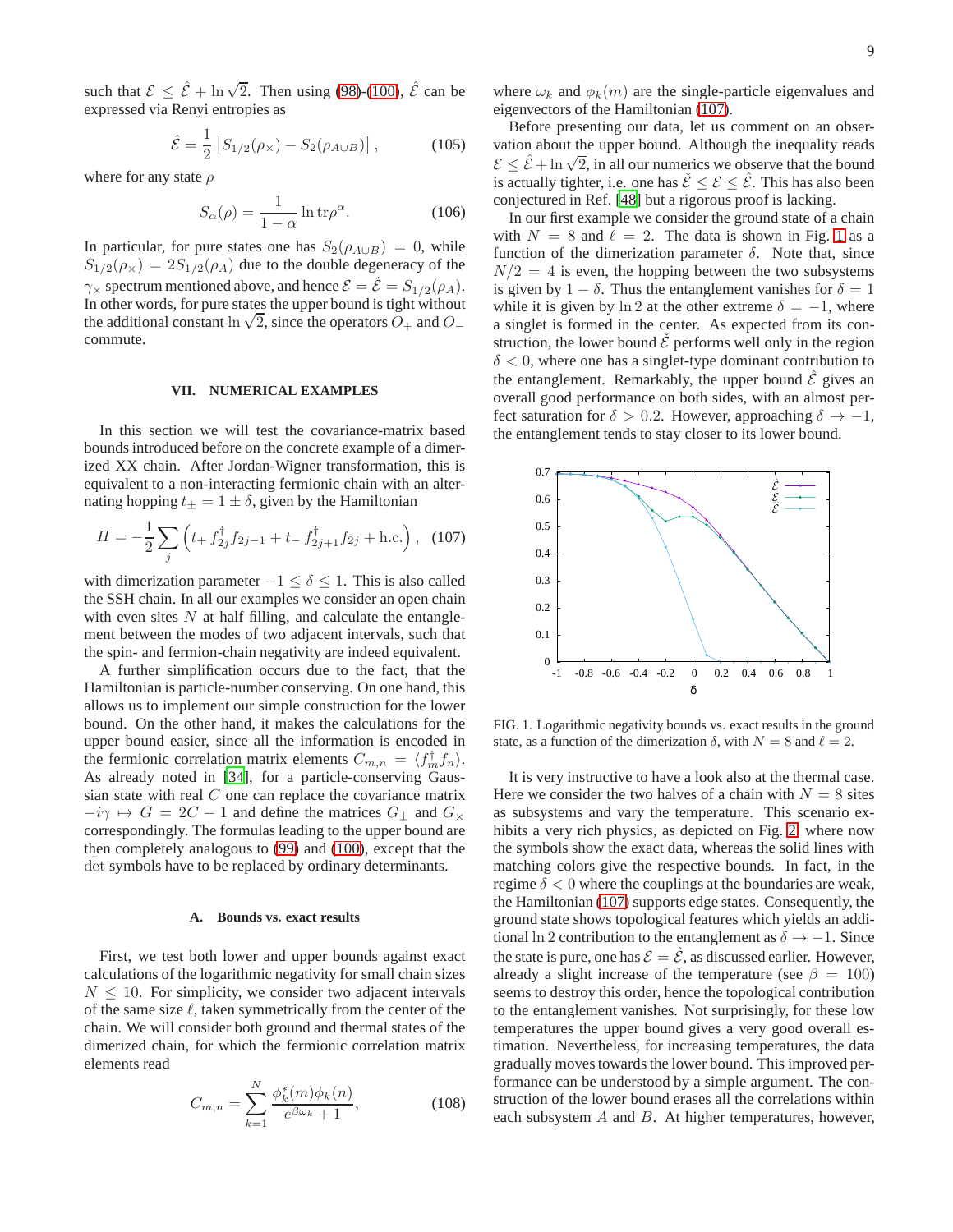such that $\mathcal{E} \leq \hat{\mathcal{E}} + \ln\sqrt{2}$. Then using (98)-(100), $\hat{\mathcal{E}}$ can be expressed via Renyi entropies as

$$\hat{\mathcal{E}} = \frac{1}{2}\left[S_{1/2}(\rho_\times) - S_2(\rho_{A\cup B})\right], \tag{105}$$

where for any state $\rho$

$$S_\alpha(\rho) = \frac{1}{1-\alpha}\ln \mathrm{tr}\rho^\alpha. \tag{106}$$

In particular, for pure states one has $S_2(\rho_{A\cup B}) = 0$, while $S_{1/2}(\rho_\times) = 2S_{1/2}(\rho_A)$ due to the double degeneracy of the $\gamma_\times$ spectrum mentioned above, and hence $\mathcal{E} = \hat{\mathcal{E}} = S_{1/2}(\rho_A)$. In other words, for pure states the upper bound is tight without the additional constant $\ln\sqrt{2}$, since the operators $O_+$ and $O_-$ commute.

## VII. NUMERICAL EXAMPLES

In this section we will test the covariance-matrix based bounds introduced before on the concrete example of a dimerized XX chain. After Jordan-Wigner transformation, this is equivalent to a non-interacting fermionic chain with an alternating hopping $t_\pm = 1 \pm \delta$, given by the Hamiltonian

$$H = -\frac{1}{2}\sum_j \left(t_+ f^\dagger_{2j} f_{2j-1} + t_- f^\dagger_{2j+1} f_{2j} + \mathrm{h.c.}\right), \tag{107}$$

with dimerization parameter $-1 \leq \delta \leq 1$. This is also called the SSH chain. In all our examples we consider an open chain with even sites $N$ at half filling, and calculate the entanglement between the modes of two adjacent intervals, such that the spin- and fermion-chain negativity are indeed equivalent.

A further simplification occurs due to the fact, that the Hamiltonian is particle-number conserving. On one hand, this allows us to implement our simple construction for the lower bound. On the other hand, it makes the calculations for the upper bound easier, since all the information is encoded in the fermionic correlation matrix elements $C_{m,n} = \langle f^\dagger_m f_n \rangle$. As already noted in [34], for a particle-conserving Gaussian state with real $C$ one can replace the covariance matrix $-i\gamma \mapsto G = 2C - 1$ and define the matrices $G_\pm$ and $G_\times$ correspondingly. The formulas leading to the upper bound are then completely analogous to (99) and (100), except that the $\widetilde{\det}$ symbols have to be replaced by ordinary determinants.

### A. Bounds vs. exact results

First, we test both lower and upper bounds against exact calculations of the logarithmic negativity for small chain sizes $N \leq 10$. For simplicity, we consider two adjacent intervals of the same size $\ell$, taken symmetrically from the center of the chain. We will consider both ground and thermal states of the dimerized chain, for which the fermionic correlation matrix elements read

$$C_{m,n} = \sum_{k=1}^{N} \frac{\phi^*_k(m)\phi_k(n)}{e^{\beta\omega_k} + 1}, \tag{108}$$

where $\omega_k$ and $\phi_k(m)$ are the single-particle eigenvalues and eigenvectors of the Hamiltonian (107).

Before presenting our data, let us comment on an observation about the upper bound. Although the inequality reads $\mathcal{E} \leq \hat{\mathcal{E}} + \ln\sqrt{2}$, in all our numerics we observe that the bound is actually tighter, i.e. one has $\check{\mathcal{E}} \leq \mathcal{E} \leq \hat{\mathcal{E}}$. This has also been conjectured in Ref. [48] but a rigorous proof is lacking.

In our first example we consider the ground state of a chain with $N = 8$ and $\ell = 2$. The data is shown in Fig. 1 as a function of the dimerization parameter $\delta$. Note that, since $N/2 = 4$ is even, the hopping between the two subsystems is given by $1 - \delta$. Thus the entanglement vanishes for $\delta = 1$ while it is given by $\ln 2$ at the other extreme $\delta = -1$, where a singlet is formed in the center. As expected from its construction, the lower bound $\check{\mathcal{E}}$ performs well only in the region $\delta < 0$, where one has a singlet-type dominant contribution to the entanglement. Remarkably, the upper bound $\hat{\mathcal{E}}$ gives an overall good performance on both sides, with an almost perfect saturation for $\delta > 0.2$. However, approaching $\delta \to -1$, the entanglement tends to stay closer to its lower bound.

FIG. 1. Logarithmic negativity bounds vs. exact results in the ground state, as a function of the dimerization $\delta$, with $N = 8$ and $\ell = 2$.

It is very instructive to have a look also at the thermal case. Here we consider the two halves of a chain with $N = 8$ sites as subsystems and vary the temperature. This scenario exhibits a very rich physics, as depicted on Fig. 2, where now the symbols show the exact data, whereas the solid lines with matching colors give the respective bounds. In fact, in the regime $\delta < 0$ where the couplings at the boundaries are weak, the Hamiltonian (107) supports edge states. Consequently, the ground state shows topological features which yields an additional $\ln 2$ contribution to the entanglement as $\delta \to -1$. Since the state is pure, one has $\mathcal{E} = \hat{\mathcal{E}}$, as discussed earlier. However, already a slight increase of the temperature (see $\beta = 100$) seems to destroy this order, hence the topological contribution to the entanglement vanishes. Not surprisingly, for these low temperatures the upper bound gives a very good overall estimation. Nevertheless, for increasing temperatures, the data gradually moves towards the lower bound. This improved performance can be understood by a simple argument. The construction of the lower bound erases all the correlations within each subsystem $A$ and $B$. At higher temperatures, however,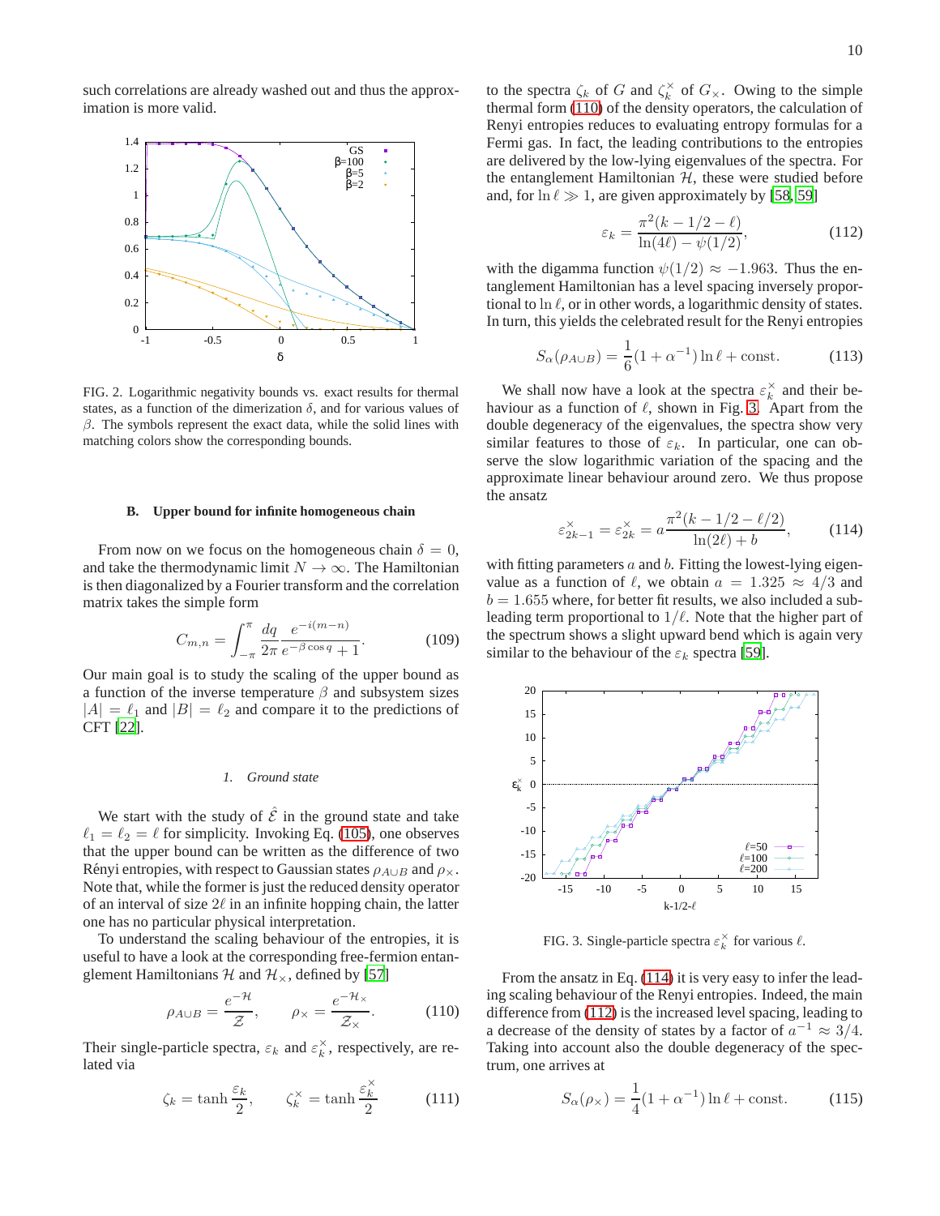such correlations are already washed out and thus the approximation is more valid.

FIG. 2. Logarithmic negativity bounds vs. exact results for thermal states, as a function of the dimerization $\delta$, and for various values of $\beta$. The symbols represent the exact data, while the solid lines with matching colors show the corresponding bounds.

### B. Upper bound for infinite homogeneous chain

From now on we focus on the homogeneous chain $\delta = 0$, and take the thermodynamic limit $N \to \infty$. The Hamiltonian is then diagonalized by a Fourier transform and the correlation matrix takes the simple form

$$C_{m,n} = \int_{-\pi}^{\pi} \frac{dq}{2\pi} \frac{e^{-i(m-n)}}{e^{-\beta \cos q} + 1}. \tag{109}$$

Our main goal is to study the scaling of the upper bound as a function of the inverse temperature $\beta$ and subsystem sizes $|A| = \ell_1$ and $|B| = \ell_2$ and compare it to the predictions of CFT [22].

#### 1. Ground state

We start with the study of $\hat{\mathcal{E}}$ in the ground state and take $\ell_1 = \ell_2 = \ell$ for simplicity. Invoking Eq. (105), one observes that the upper bound can be written as the difference of two Rényi entropies, with respect to Gaussian states $\rho_{A\cup B}$ and $\rho_\times$. Note that, while the former is just the reduced density operator of an interval of size $2\ell$ in an infinite hopping chain, the latter one has no particular physical interpretation.

To understand the scaling behaviour of the entropies, it is useful to have a look at the corresponding free-fermion entanglement Hamiltonians $\mathcal{H}$ and $\mathcal{H}_\times$, defined by [57]

$$\rho_{A\cup B} = \frac{e^{-\mathcal{H}}}{\mathcal{Z}}, \qquad \rho_\times = \frac{e^{-\mathcal{H}_\times}}{\mathcal{Z}_\times}. \tag{110}$$

Their single-particle spectra, $\varepsilon_k$ and $\varepsilon_k^\times$, respectively, are related via

$$\zeta_k = \tanh \frac{\varepsilon_k}{2}, \qquad \zeta_k^\times = \tanh \frac{\varepsilon_k^\times}{2} \tag{111}$$

to the spectra $\zeta_k$ of $G$ and $\zeta_k^\times$ of $G_\times$. Owing to the simple thermal form (110) of the density operators, the calculation of Renyi entropies reduces to evaluating entropy formulas for a Fermi gas. In fact, the leading contributions to the entropies are delivered by the low-lying eigenvalues of the spectra. For the entanglement Hamiltonian $\mathcal{H}$, these were studied before and, for $\ln \ell \gg 1$, are given approximately by [58, 59]

$$\varepsilon_k = \frac{\pi^2 (k - 1/2 - \ell)}{\ln(4\ell) - \psi(1/2)}, \tag{112}$$

with the digamma function $\psi(1/2) \approx -1.963$. Thus the entanglement Hamiltonian has a level spacing inversely proportional to $\ln \ell$, or in other words, a logarithmic density of states. In turn, this yields the celebrated result for the Renyi entropies

$$S_\alpha(\rho_{A\cup B}) = \frac{1}{6}(1 + \alpha^{-1}) \ln \ell + \text{const.} \tag{113}$$

We shall now have a look at the spectra $\varepsilon_k^\times$ and their behaviour as a function of $\ell$, shown in Fig. 3. Apart from the double degeneracy of the eigenvalues, the spectra show very similar features to those of $\varepsilon_k$. In particular, one can observe the slow logarithmic variation of the spacing and the approximate linear behaviour around zero. We thus propose the ansatz

$$\varepsilon_{2k-1}^\times = \varepsilon_{2k}^\times = a \frac{\pi^2 (k - 1/2 - \ell/2)}{\ln(2\ell) + b}, \tag{114}$$

with fitting parameters $a$ and $b$. Fitting the lowest-lying eigenvalue as a function of $\ell$, we obtain $a = 1.325 \approx 4/3$ and $b = 1.655$ where, for better fit results, we also included a subleading term proportional to $1/\ell$. Note that the higher part of the spectrum shows a slight upward bend which is again very similar to the behaviour of the $\varepsilon_k$ spectra [59].

FIG. 3. Single-particle spectra $\varepsilon_k^\times$ for various $\ell$.

From the ansatz in Eq. (114) it is very easy to infer the leading scaling behaviour of the Renyi entropies. Indeed, the main difference from (112) is the increased level spacing, leading to a decrease of the density of states by a factor of $a^{-1} \approx 3/4$. Taking into account also the double degeneracy of the spectrum, one arrives at

$$S_\alpha(\rho_\times) = \frac{1}{4}(1 + \alpha^{-1}) \ln \ell + \text{const.} \tag{115}$$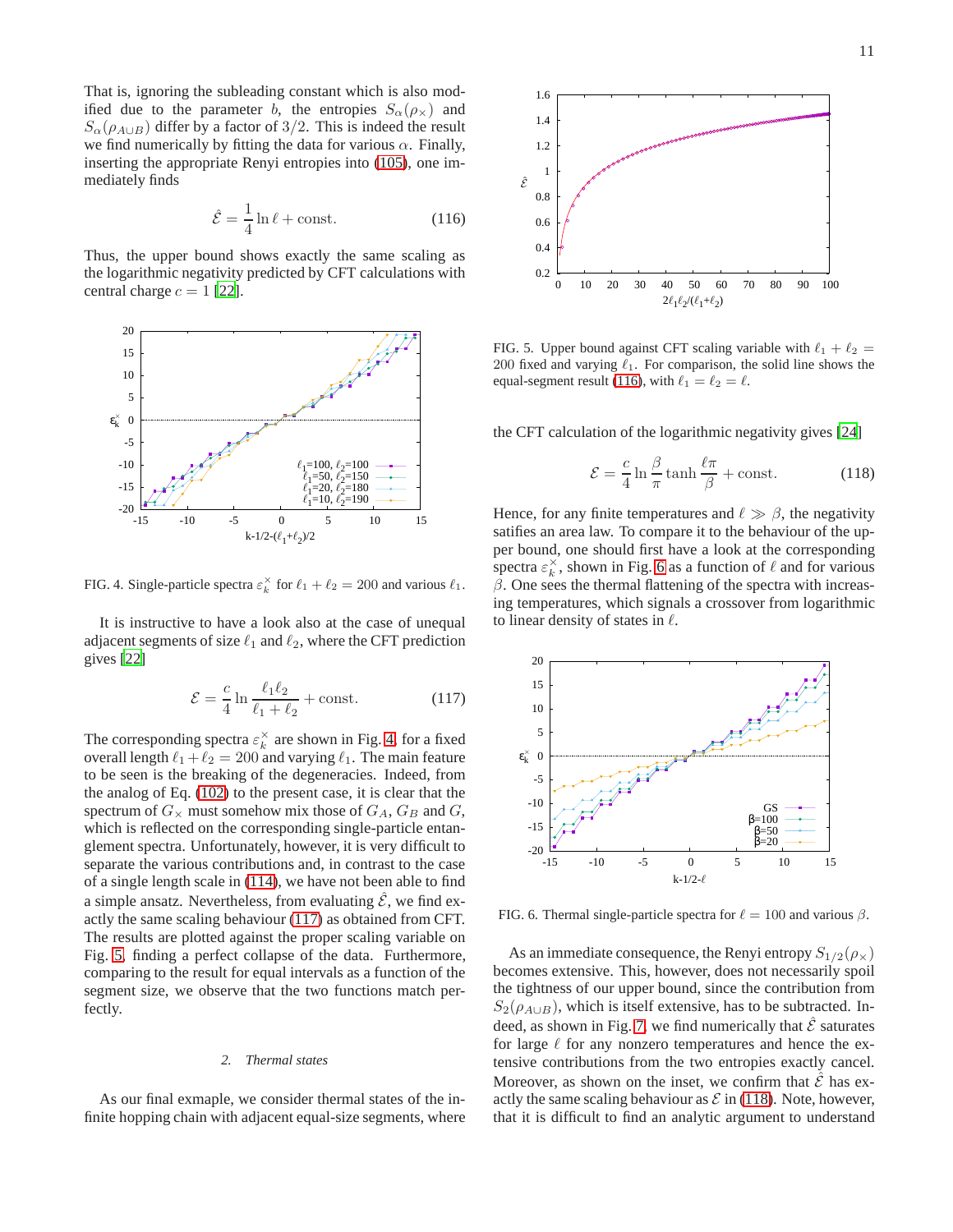That is, ignoring the subleading constant which is also modified due to the parameter $b$, the entropies $S_\alpha(\rho_\times)$ and $S_\alpha(\rho_{A\cup B})$ differ by a factor of $3/2$. This is indeed the result we find numerically by fitting the data for various $\alpha$. Finally, inserting the appropriate Renyi entropies into (105), one immediately finds

$$\hat{\mathcal{E}} = \frac{1}{4}\ln \ell + \text{const.} \tag{116}$$

Thus, the upper bound shows exactly the same scaling as the logarithmic negativity predicted by CFT calculations with central charge $c = 1$ [22].

FIG. 4. Single-particle spectra $\varepsilon_k^\times$ for $\ell_1 + \ell_2 = 200$ and various $\ell_1$.

It is instructive to have a look also at the case of unequal adjacent segments of size $\ell_1$ and $\ell_2$, where the CFT prediction gives [22]

$$\mathcal{E} = \frac{c}{4}\ln\frac{\ell_1\ell_2}{\ell_1+\ell_2} + \text{const.} \tag{117}$$

The corresponding spectra $\varepsilon_k^\times$ are shown in Fig. 4. for a fixed overall length $\ell_1 + \ell_2 = 200$ and varying $\ell_1$. The main feature to be seen is the breaking of the degeneracies. Indeed, from the analog of Eq. (102) to the present case, it is clear that the spectrum of $G_\times$ must somehow mix those of $G_A$, $G_B$ and $G$, which is reflected on the corresponding single-particle entanglement spectra. Unfortunately, however, it is very difficult to separate the various contributions and, in contrast to the case of a single length scale in (114), we have not been able to find a simple ansatz. Nevertheless, from evaluating $\hat{\mathcal{E}}$, we find exactly the same scaling behaviour (117) as obtained from CFT. The results are plotted against the proper scaling variable on Fig. 5. finding a perfect collapse of the data. Furthermore, comparing to the result for equal intervals as a function of the segment size, we observe that the two functions match perfectly.

### 2. Thermal states

As our final exmaple, we consider thermal states of the infinite hopping chain with adjacent equal-size segments, where

FIG. 5. Upper bound against CFT scaling variable with $\ell_1 + \ell_2 = 200$ fixed and varying $\ell_1$. For comparison, the solid line shows the equal-segment result (116), with $\ell_1 = \ell_2 = \ell$.

the CFT calculation of the logarithmic negativity gives [24]

$$\mathcal{E} = \frac{c}{4}\ln\frac{\beta}{\pi}\tanh\frac{\ell\pi}{\beta} + \text{const.} \tag{118}$$

Hence, for any finite temperatures and $\ell \gg \beta$, the negativity satifies an area law. To compare it to the behaviour of the upper bound, one should first have a look at the corresponding spectra $\varepsilon_k^\times$, shown in Fig. 6 as a function of $\ell$ and for various $\beta$. One sees the thermal flattening of the spectra with increasing temperatures, which signals a crossover from logarithmic to linear density of states in $\ell$.

FIG. 6. Thermal single-particle spectra for $\ell = 100$ and various $\beta$.

As an immediate consequence, the Renyi entropy $S_{1/2}(\rho_\times)$ becomes extensive. This, however, does not necessarily spoil the tightness of our upper bound, since the contribution from $S_2(\rho_{A\cup B})$, which is itself extensive, has to be subtracted. Indeed, as shown in Fig. 7, we find numerically that $\hat{\mathcal{E}}$ saturates for large $\ell$ for any nonzero temperatures and hence the extensive contributions from the two entropies exactly cancel. Moreover, as shown on the inset, we confirm that $\hat{\mathcal{E}}$ has exactly the same scaling behaviour as $\mathcal{E}$ in (118). Note, however, that it is difficult to find an analytic argument to understand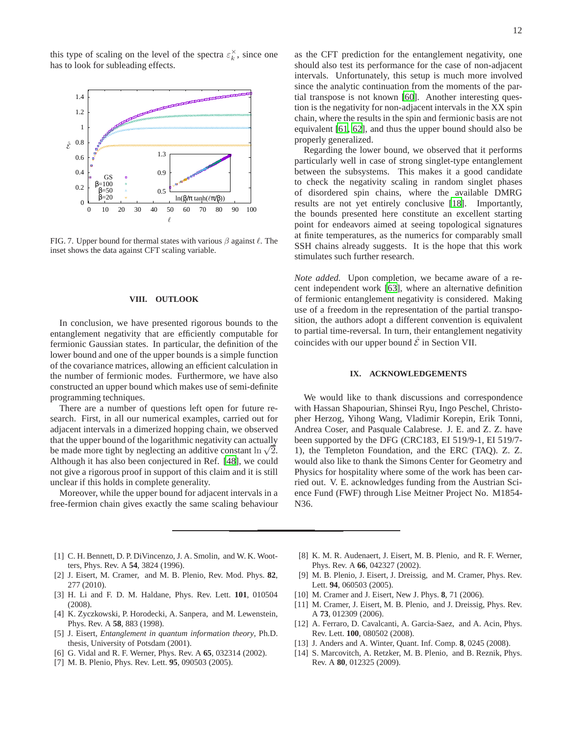this type of scaling on the level of the spectra $\varepsilon_k^\times$, since one has to look for subleading effects.

FIG. 7. Upper bound for thermal states with various $\beta$ against $\ell$. The inset shows the data against CFT scaling variable.

## VIII. OUTLOOK

In conclusion, we have presented rigorous bounds to the entanglement negativity that are efficiently computable for fermionic Gaussian states. In particular, the definition of the lower bound and one of the upper bounds is a simple function of the covariance matrices, allowing an efficient calculation in the number of fermionic modes. Furthermore, we have also constructed an upper bound which makes use of semi-definite programming techniques.

There are a number of questions left open for future research. First, in all our numerical examples, carried out for adjacent intervals in a dimerized hopping chain, we observed that the upper bound of the logarithmic negativity can actually be made more tight by neglecting an additive constant $\ln\sqrt{2}$. Although it has also been conjectured in Ref. [48], we could not give a rigorous proof in support of this claim and it is still unclear if this holds in complete generality.

Moreover, while the upper bound for adjacent intervals in a free-fermion chain gives exactly the same scaling behaviour as the CFT prediction for the entanglement negativity, one should also test its performance for the case of non-adjacent intervals. Unfortunately, this setup is much more involved since the analytic continuation from the moments of the partial transpose is not known [60]. Another interesting question is the negativity for non-adjacent intervals in the XX spin chain, where the results in the spin and fermionic basis are not equivalent [61, 62], and thus the upper bound should also be properly generalized.

Regarding the lower bound, we observed that it performs particularly well in case of strong singlet-type entanglement between the subsystems. This makes it a good candidate to check the negativity scaling in random singlet phases of disordered spin chains, where the available DMRG results are not yet entirely conclusive [18]. Importantly, the bounds presented here constitute an excellent starting point for endeavors aimed at seeing topological signatures at finite temperatures, as the numerics for comparably small SSH chains already suggests. It is the hope that this work stimulates such further research.

*Note added.* Upon completion, we became aware of a recent independent work [63], where an alternative definition of fermionic entanglement negativity is considered. Making use of a freedom in the representation of the partial transposition, the authors adopt a different convention is equivalent to partial time-reversal. In turn, their entanglement negativity coincides with our upper bound $\hat{\mathcal{E}}$ in Section VII.

## IX. ACKNOWLEDGEMENTS

We would like to thank discussions and correspondence with Hassan Shapourian, Shinsei Ryu, Ingo Peschel, Christopher Herzog, Yihong Wang, Vladimir Korepin, Erik Tonni, Andrea Coser, and Pasquale Calabrese. J. E. and Z. Z. have been supported by the DFG (CRC183, EI 519/9-1, EI 519/7-1), the Templeton Foundation, and the ERC (TAQ). Z. Z. would also like to thank the Simons Center for Geometry and Physics for hospitality where some of the work has been carried out. V. E. acknowledges funding from the Austrian Science Fund (FWF) through Lise Meitner Project No. M1854-N36.

---

[1] C. H. Bennett, D. P. DiVincenzo, J. A. Smolin, and W. K. Wootters, Phys. Rev. A **54**, 3824 (1996).

[2] J. Eisert, M. Cramer, and M. B. Plenio, Rev. Mod. Phys. **82**, 277 (2010).

[3] H. Li and F. D. M. Haldane, Phys. Rev. Lett. **101**, 010504 (2008).

[4] K. Zyczkowski, P. Horodecki, A. Sanpera, and M. Lewenstein, Phys. Rev. A **58**, 883 (1998).

[5] J. Eisert, *Entanglement in quantum information theory*, Ph.D. thesis, University of Potsdam (2001).

[6] G. Vidal and R. F. Werner, Phys. Rev. A **65**, 032314 (2002).

[7] M. B. Plenio, Phys. Rev. Lett. **95**, 090503 (2005).

[8] K. M. R. Audenaert, J. Eisert, M. B. Plenio, and R. F. Werner, Phys. Rev. A **66**, 042327 (2002).

[9] M. B. Plenio, J. Eisert, J. Dreissig, and M. Cramer, Phys. Rev. Lett. **94**, 060503 (2005).

[10] M. Cramer and J. Eisert, New J. Phys. **8**, 71 (2006).

[11] M. Cramer, J. Eisert, M. B. Plenio, and J. Dreissig, Phys. Rev. A **73**, 012309 (2006).

[12] A. Ferraro, D. Cavalcanti, A. Garcia-Saez, and A. Acin, Phys. Rev. Lett. **100**, 080502 (2008).

[13] J. Anders and A. Winter, Quant. Inf. Comp. **8**, 0245 (2008).

[14] S. Marcovitch, A. Retzker, M. B. Plenio, and B. Reznik, Phys. Rev. A **80**, 012325 (2009).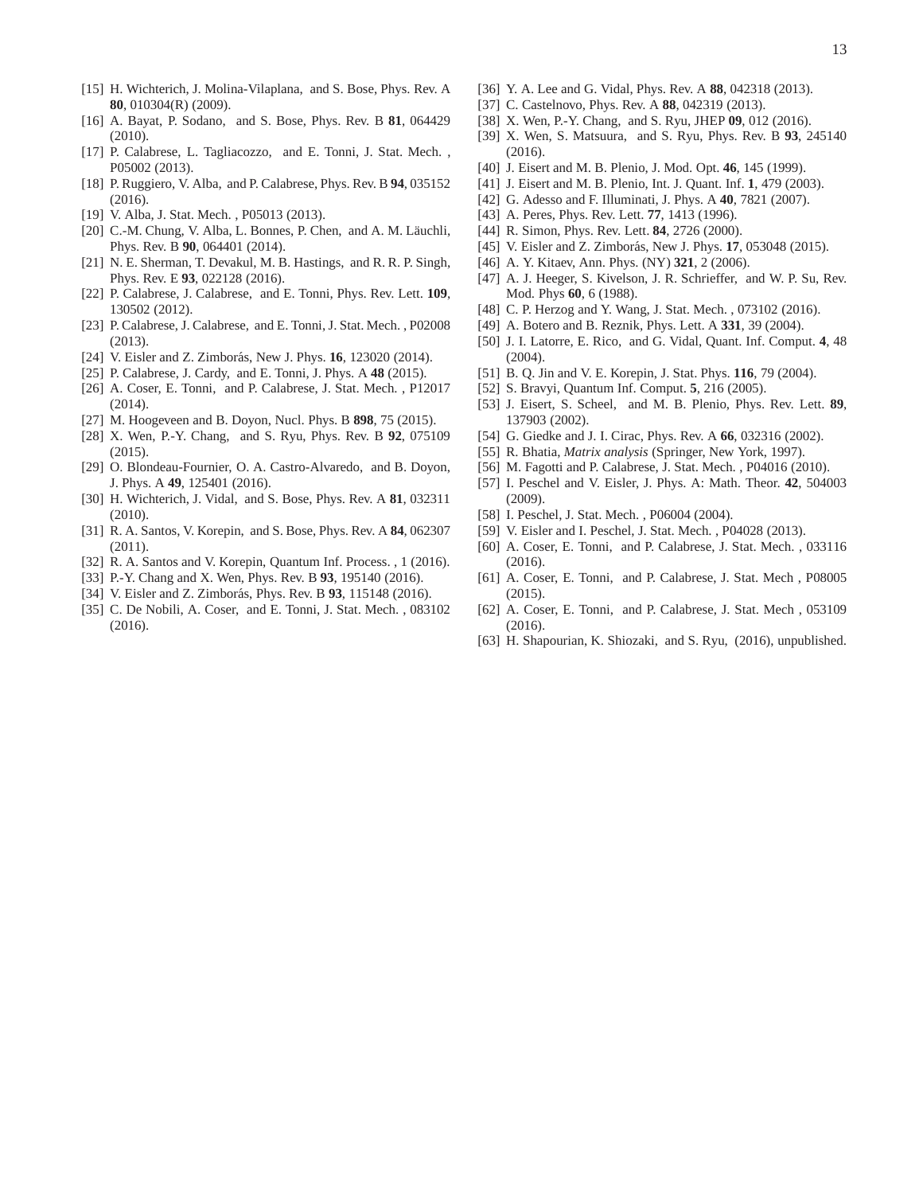[15] H. Wichterich, J. Molina-Vilaplana, and S. Bose, Phys. Rev. A **80**, 010304(R) (2009).

[16] A. Bayat, P. Sodano, and S. Bose, Phys. Rev. B **81**, 064429 (2010).

[17] P. Calabrese, L. Tagliacozzo, and E. Tonni, J. Stat. Mech. , P05002 (2013).

[18] P. Ruggiero, V. Alba, and P. Calabrese, Phys. Rev. B **94**, 035152 (2016).

[19] V. Alba, J. Stat. Mech. , P05013 (2013).

[20] C.-M. Chung, V. Alba, L. Bonnes, P. Chen, and A. M. Läuchli, Phys. Rev. B **90**, 064401 (2014).

[21] N. E. Sherman, T. Devakul, M. B. Hastings, and R. R. P. Singh, Phys. Rev. E **93**, 022128 (2016).

[22] P. Calabrese, J. Calabrese, and E. Tonni, Phys. Rev. Lett. **109**, 130502 (2012).

[23] P. Calabrese, J. Calabrese, and E. Tonni, J. Stat. Mech. , P02008 (2013).

[24] V. Eisler and Z. Zimborás, New J. Phys. **16**, 123020 (2014).

[25] P. Calabrese, J. Cardy, and E. Tonni, J. Phys. A **48** (2015).

[26] A. Coser, E. Tonni, and P. Calabrese, J. Stat. Mech. , P12017 (2014).

[27] M. Hoogeveen and B. Doyon, Nucl. Phys. B **898**, 75 (2015).

[28] X. Wen, P.-Y. Chang, and S. Ryu, Phys. Rev. B **92**, 075109 (2015).

[29] O. Blondeau-Fournier, O. A. Castro-Alvaredo, and B. Doyon, J. Phys. A **49**, 125401 (2016).

[30] H. Wichterich, J. Vidal, and S. Bose, Phys. Rev. A **81**, 032311 (2010).

[31] R. A. Santos, V. Korepin, and S. Bose, Phys. Rev. A **84**, 062307 (2011).

[32] R. A. Santos and V. Korepin, Quantum Inf. Process. , 1 (2016).

[33] P.-Y. Chang and X. Wen, Phys. Rev. B **93**, 195140 (2016).

[34] V. Eisler and Z. Zimborás, Phys. Rev. B **93**, 115148 (2016).

[35] C. De Nobili, A. Coser, and E. Tonni, J. Stat. Mech. , 083102 (2016).

[36] Y. A. Lee and G. Vidal, Phys. Rev. A **88**, 042318 (2013).

[37] C. Castelnovo, Phys. Rev. A **88**, 042319 (2013).

[38] X. Wen, P.-Y. Chang, and S. Ryu, JHEP **09**, 012 (2016).

[39] X. Wen, S. Matsuura, and S. Ryu, Phys. Rev. B **93**, 245140 (2016).

[40] J. Eisert and M. B. Plenio, J. Mod. Opt. **46**, 145 (1999).

[41] J. Eisert and M. B. Plenio, Int. J. Quant. Inf. **1**, 479 (2003).

[42] G. Adesso and F. Illuminati, J. Phys. A **40**, 7821 (2007).

[43] A. Peres, Phys. Rev. Lett. **77**, 1413 (1996).

[44] R. Simon, Phys. Rev. Lett. **84**, 2726 (2000).

[45] V. Eisler and Z. Zimborás, New J. Phys. **17**, 053048 (2015).

[46] A. Y. Kitaev, Ann. Phys. (NY) **321**, 2 (2006).

[47] A. J. Heeger, S. Kivelson, J. R. Schrieffer, and W. P. Su, Rev. Mod. Phys **60**, 6 (1988).

[48] C. P. Herzog and Y. Wang, J. Stat. Mech. , 073102 (2016).

[49] A. Botero and B. Reznik, Phys. Lett. A **331**, 39 (2004).

[50] J. I. Latorre, E. Rico, and G. Vidal, Quant. Inf. Comput. **4**, 48 (2004).

[51] B. Q. Jin and V. E. Korepin, J. Stat. Phys. **116**, 79 (2004).

[52] S. Bravyi, Quantum Inf. Comput. **5**, 216 (2005).

[53] J. Eisert, S. Scheel, and M. B. Plenio, Phys. Rev. Lett. **89**, 137903 (2002).

[54] G. Giedke and J. I. Cirac, Phys. Rev. A **66**, 032316 (2002).

[55] R. Bhatia, *Matrix analysis* (Springer, New York, 1997).

[56] M. Fagotti and P. Calabrese, J. Stat. Mech. , P04016 (2010).

[57] I. Peschel and V. Eisler, J. Phys. A: Math. Theor. **42**, 504003 (2009).

[58] I. Peschel, J. Stat. Mech. , P06004 (2004).

[59] V. Eisler and I. Peschel, J. Stat. Mech. , P04028 (2013).

[60] A. Coser, E. Tonni, and P. Calabrese, J. Stat. Mech. , 033116 (2016).

[61] A. Coser, E. Tonni, and P. Calabrese, J. Stat. Mech , P08005 (2015).

[62] A. Coser, E. Tonni, and P. Calabrese, J. Stat. Mech , 053109 (2016).

[63] H. Shapourian, K. Shiozaki, and S. Ryu, (2016), unpublished.